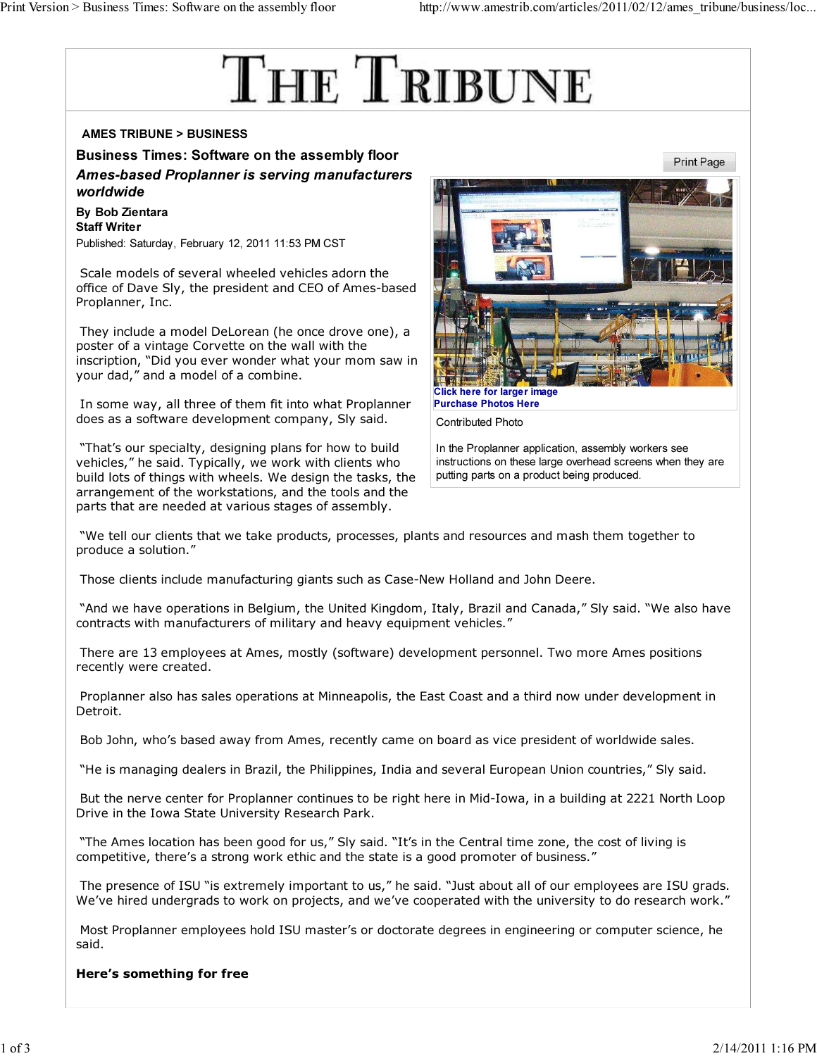# THE TRIBUNE

AMES TRIBUNE > BUSINESS

## Business Times: Software on the assembly floor

### *Ames-based Proplanner is serving manufacturers worldwide*

**By Bob Zientara**
**Staff Writer**

Published: Saturday, February 12, 2011 11:53 PM CST

Click here for larger image
Purchase Photos Here

Contributed Photo

In the Proplanner application, assembly workers see instructions on these large overhead screens when they are putting parts on a product being produced.

Scale models of several wheeled vehicles adorn the office of Dave Sly, the president and CEO of Ames-based Proplanner, Inc.

They include a model DeLorean (he once drove one), a poster of a vintage Corvette on the wall with the inscription, "Did you ever wonder what your mom saw in your dad," and a model of a combine.

In some way, all three of them fit into what Proplanner does as a software development company, Sly said.

"That's our specialty, designing plans for how to build vehicles," he said. Typically, we work with clients who build lots of things with wheels. We design the tasks, the arrangement of the workstations, and the tools and the parts that are needed at various stages of assembly.

"We tell our clients that we take products, processes, plants and resources and mash them together to produce a solution."

Those clients include manufacturing giants such as Case-New Holland and John Deere.

"And we have operations in Belgium, the United Kingdom, Italy, Brazil and Canada," Sly said. "We also have contracts with manufacturers of military and heavy equipment vehicles."

There are 13 employees at Ames, mostly (software) development personnel. Two more Ames positions recently were created.

Proplanner also has sales operations at Minneapolis, the East Coast and a third now under development in Detroit.

Bob John, who's based away from Ames, recently came on board as vice president of worldwide sales.

"He is managing dealers in Brazil, the Philippines, India and several European Union countries," Sly said.

But the nerve center for Proplanner continues to be right here in Mid-Iowa, in a building at 2221 North Loop Drive in the Iowa State University Research Park.

"The Ames location has been good for us," Sly said. "It's in the Central time zone, the cost of living is competitive, there's a strong work ethic and the state is a good promoter of business."

The presence of ISU "is extremely important to us," he said. "Just about all of our employees are ISU grads. We've hired undergrads to work on projects, and we've cooperated with the university to do research work."

Most Proplanner employees hold ISU master's or doctorate degrees in engineering or computer science, he said.

**Here's something for free**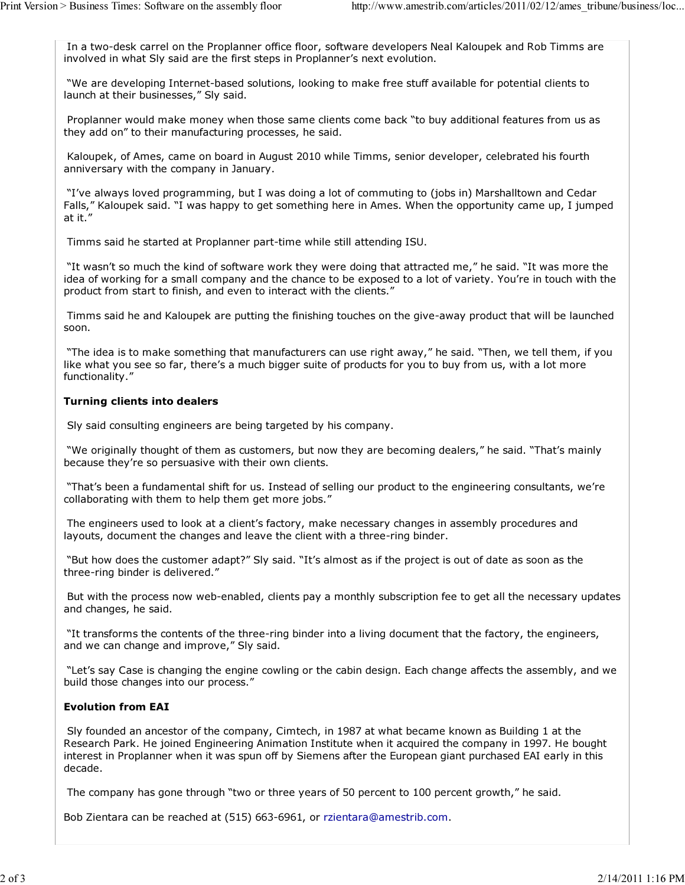In a two-desk carrel on the Proplanner office floor, software developers Neal Kaloupek and Rob Timms are involved in what Sly said are the first steps in Proplanner's next evolution.

"We are developing Internet-based solutions, looking to make free stuff available for potential clients to launch at their businesses," Sly said.

Proplanner would make money when those same clients come back "to buy additional features from us as they add on" to their manufacturing processes, he said.

Kaloupek, of Ames, came on board in August 2010 while Timms, senior developer, celebrated his fourth anniversary with the company in January.

"I've always loved programming, but I was doing a lot of commuting to (jobs in) Marshalltown and Cedar Falls," Kaloupek said. "I was happy to get something here in Ames. When the opportunity came up, I jumped at it."

Timms said he started at Proplanner part-time while still attending ISU.

"It wasn't so much the kind of software work they were doing that attracted me," he said. "It was more the idea of working for a small company and the chance to be exposed to a lot of variety. You're in touch with the product from start to finish, and even to interact with the clients."

Timms said he and Kaloupek are putting the finishing touches on the give-away product that will be launched soon.

"The idea is to make something that manufacturers can use right away," he said. "Then, we tell them, if you like what you see so far, there's a much bigger suite of products for you to buy from us, with a lot more functionality."

**Turning clients into dealers**

Sly said consulting engineers are being targeted by his company.

"We originally thought of them as customers, but now they are becoming dealers," he said. "That's mainly because they're so persuasive with their own clients.

"That's been a fundamental shift for us. Instead of selling our product to the engineering consultants, we're collaborating with them to help them get more jobs."

The engineers used to look at a client's factory, make necessary changes in assembly procedures and layouts, document the changes and leave the client with a three-ring binder.

"But how does the customer adapt?" Sly said. "It's almost as if the project is out of date as soon as the three-ring binder is delivered."

But with the process now web-enabled, clients pay a monthly subscription fee to get all the necessary updates and changes, he said.

"It transforms the contents of the three-ring binder into a living document that the factory, the engineers, and we can change and improve," Sly said.

"Let's say Case is changing the engine cowling or the cabin design. Each change affects the assembly, and we build those changes into our process."

**Evolution from EAI**

Sly founded an ancestor of the company, Cimtech, in 1987 at what became known as Building 1 at the Research Park. He joined Engineering Animation Institute when it acquired the company in 1997. He bought interest in Proplanner when it was spun off by Siemens after the European giant purchased EAI early in this decade.

The company has gone through "two or three years of 50 percent to 100 percent growth," he said.

Bob Zientara can be reached at (515) 663-6961, or rzientara@amestrib.com.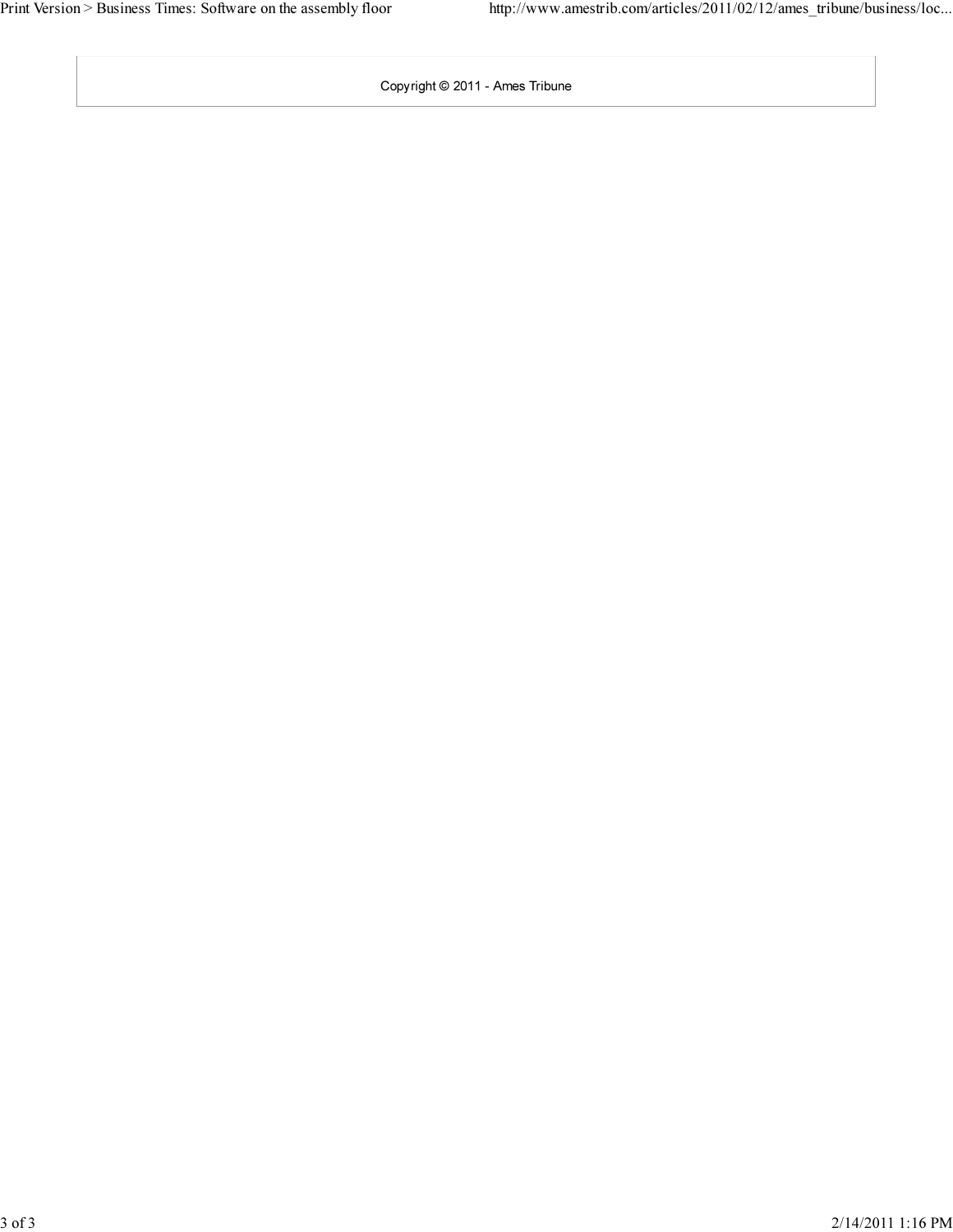Copyright © 2011 - Ames Tribune